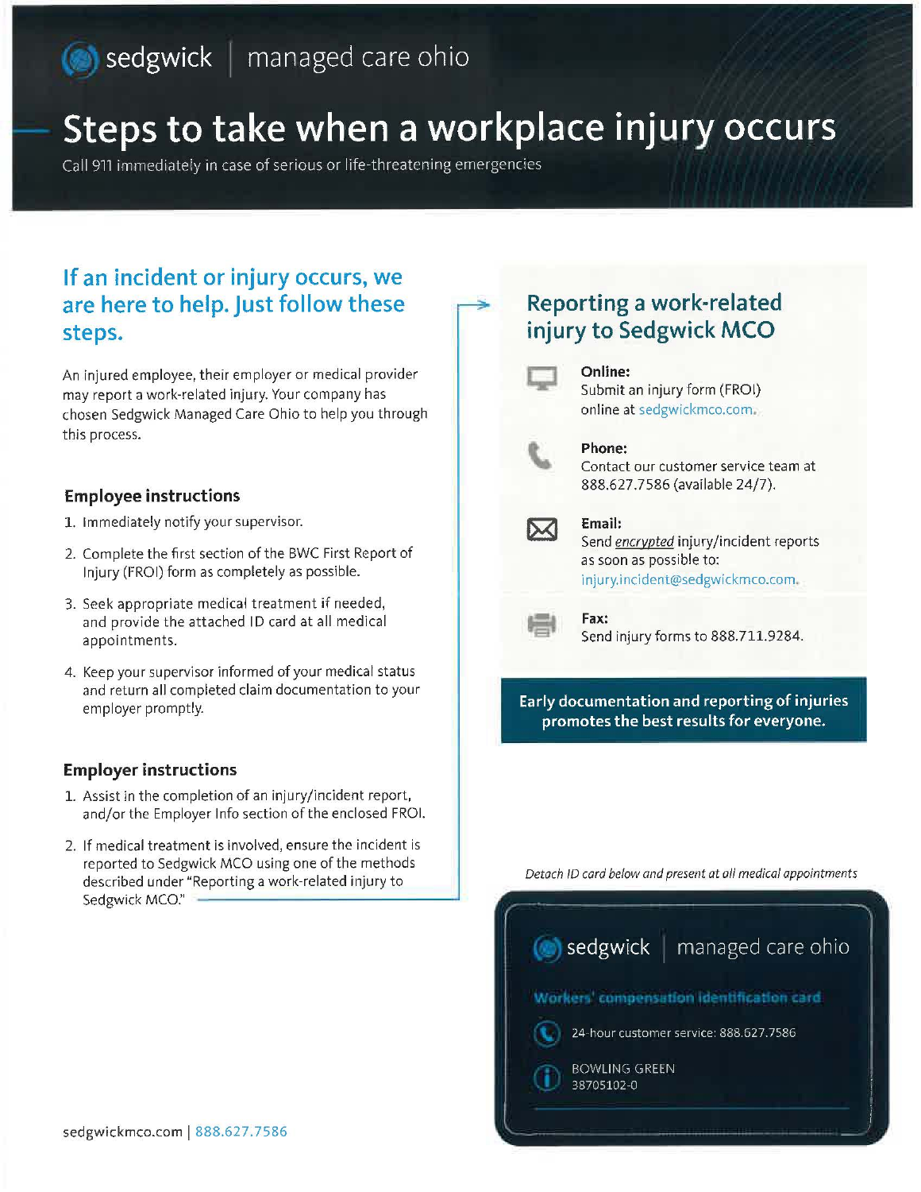sedgwick | managed care ohio

# Steps to take when a workplace injury occurs

Call 911 immediately in case of serious or life-threatening emergencies

## If an incident or injury occurs, we are here to help. Just follow these steps.

An injured employee, their employer or medical provider may report a work-related injury. Your company has chosen Sedgwick Managed Care Ohio to help you through this process.

### Employee instructions

1. Immediately notify your supervisor.
2. Complete the first section of the BWC First Report of Injury (FROI) form as completely as possible.
3. Seek appropriate medical treatment if needed, and provide the attached ID card at all medical appointments.
4. Keep your supervisor informed of your medical status and return all completed claim documentation to your employer promptly.

### Employer instructions

1. Assist in the completion of an injury/incident report, and/or the Employer Info section of the enclosed FROI.
2. If medical treatment is involved, ensure the incident is reported to Sedgwick MCO using one of the methods described under "Reporting a work-related injury to Sedgwick MCO."

## Reporting a work-related injury to Sedgwick MCO

**Online:**
Submit an injury form (FROI) online at sedgwickmco.com.

**Phone:**
Contact our customer service team at 888.627.7586 (available 24/7).

**Email:**
Send *encrypted* injury/incident reports as soon as possible to: injury.incident@sedgwickmco.com.

**Fax:**
Send injury forms to 888.711.9284.

**Early documentation and reporting of injuries promotes the best results for everyone.**

*Detach ID card below and present at all medical appointments*

sedgwick | managed care ohio

**Workers' compensation identification card**

24-hour customer service: 888.627.7586

BOWLING GREEN
38705102-0

sedgwickmco.com | 888.627.7586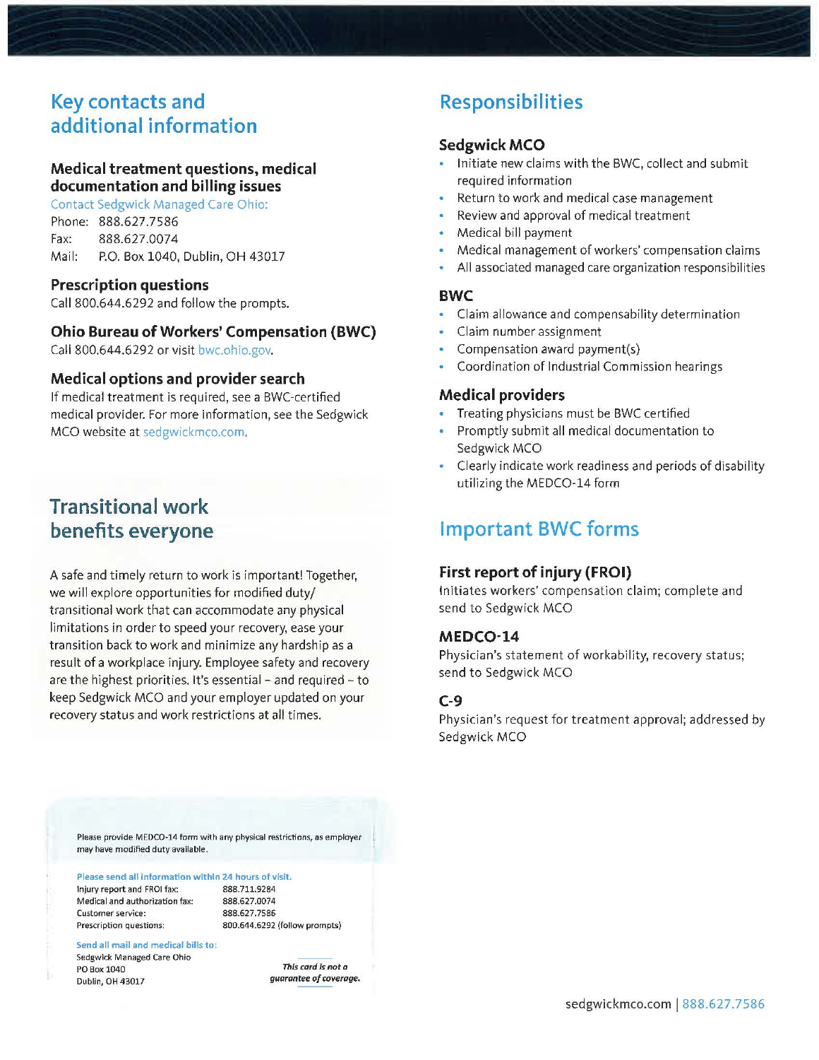## Key contacts and additional information

### Medical treatment questions, medical documentation and billing issues

Contact Sedgwick Managed Care Ohio:

Phone: 888.627.7586
Fax: 888.627.0074
Mail: P.O. Box 1040, Dublin, OH 43017

### Prescription questions

Call 800.644.6292 and follow the prompts.

### Ohio Bureau of Workers' Compensation (BWC)

Call 800.644.6292 or visit bwc.ohio.gov.

### Medical options and provider search

If medical treatment is required, see a BWC-certified medical provider. For more information, see the Sedgwick MCO website at sedgwickmco.com.

## Transitional work benefits everyone

A safe and timely return to work is important! Together, we will explore opportunities for modified duty/ transitional work that can accommodate any physical limitations in order to speed your recovery, ease your transition back to work and minimize any hardship as a result of a workplace injury. Employee safety and recovery are the highest priorities. It's essential – and required – to keep Sedgwick MCO and your employer updated on your recovery status and work restrictions at all times.

Please provide MEDCO-14 form with any physical restrictions, as employer may have modified duty available.

**Please send all information within 24 hours of visit.**

| | |
|---|---|
| Injury report and FROI fax: | 888.711.9284 |
| Medical and authorization fax: | 888.627.0074 |
| Customer service: | 888.627.7586 |
| Prescription questions: | 800.644.6292 (follow prompts) |

**Send all mail and medical bills to:**

Sedgwick Managed Care Ohio
PO Box 1040
Dublin, OH 43017

*This card is not a guarantee of coverage.*

## Responsibilities

### Sedgwick MCO

- Initiate new claims with the BWC, collect and submit required information
- Return to work and medical case management
- Review and approval of medical treatment
- Medical bill payment
- Medical management of workers' compensation claims
- All associated managed care organization responsibilities

### BWC

- Claim allowance and compensability determination
- Claim number assignment
- Compensation award payment(s)
- Coordination of Industrial Commission hearings

### Medical providers

- Treating physicians must be BWC certified
- Promptly submit all medical documentation to Sedgwick MCO
- Clearly indicate work readiness and periods of disability utilizing the MEDCO-14 form

## Important BWC forms

### First report of injury (FROI)

Initiates workers' compensation claim; complete and send to Sedgwick MCO

### MEDCO-14

Physician's statement of workability, recovery status; send to Sedgwick MCO

### C-9

Physician's request for treatment approval; addressed by Sedgwick MCO

sedgwickmco.com | 888.627.7586